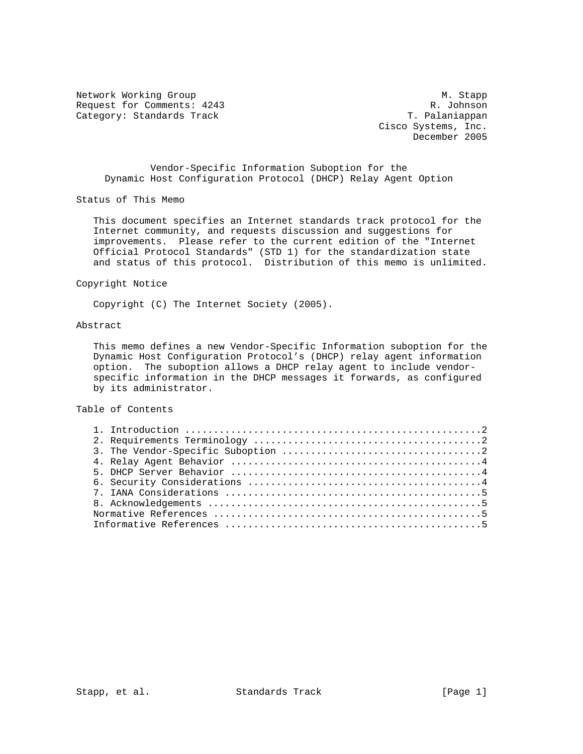Network Working Group M. Stapp
Request for Comments: 4243 R. Johnson
Category: Standards Track T. Palaniappan
Cisco Systems, Inc.
December 2005

# Vendor-Specific Information Suboption for the Dynamic Host Configuration Protocol (DHCP) Relay Agent Option

## Status of This Memo

This document specifies an Internet standards track protocol for the Internet community, and requests discussion and suggestions for improvements. Please refer to the current edition of the "Internet Official Protocol Standards" (STD 1) for the standardization state and status of this protocol. Distribution of this memo is unlimited.

## Copyright Notice

Copyright (C) The Internet Society (2005).

## Abstract

This memo defines a new Vendor-Specific Information suboption for the Dynamic Host Configuration Protocol's (DHCP) relay agent information option. The suboption allows a DHCP relay agent to include vendor-specific information in the DHCP messages it forwards, as configured by its administrator.

## Table of Contents

1. Introduction ....................................................2
2. Requirements Terminology ........................................2
3. The Vendor-Specific Suboption ...................................2
4. Relay Agent Behavior ............................................4
5. DHCP Server Behavior ............................................4
6. Security Considerations .........................................4
7. IANA Considerations .............................................5
8. Acknowledgements ................................................5

Normative References ...............................................5

Informative References .............................................5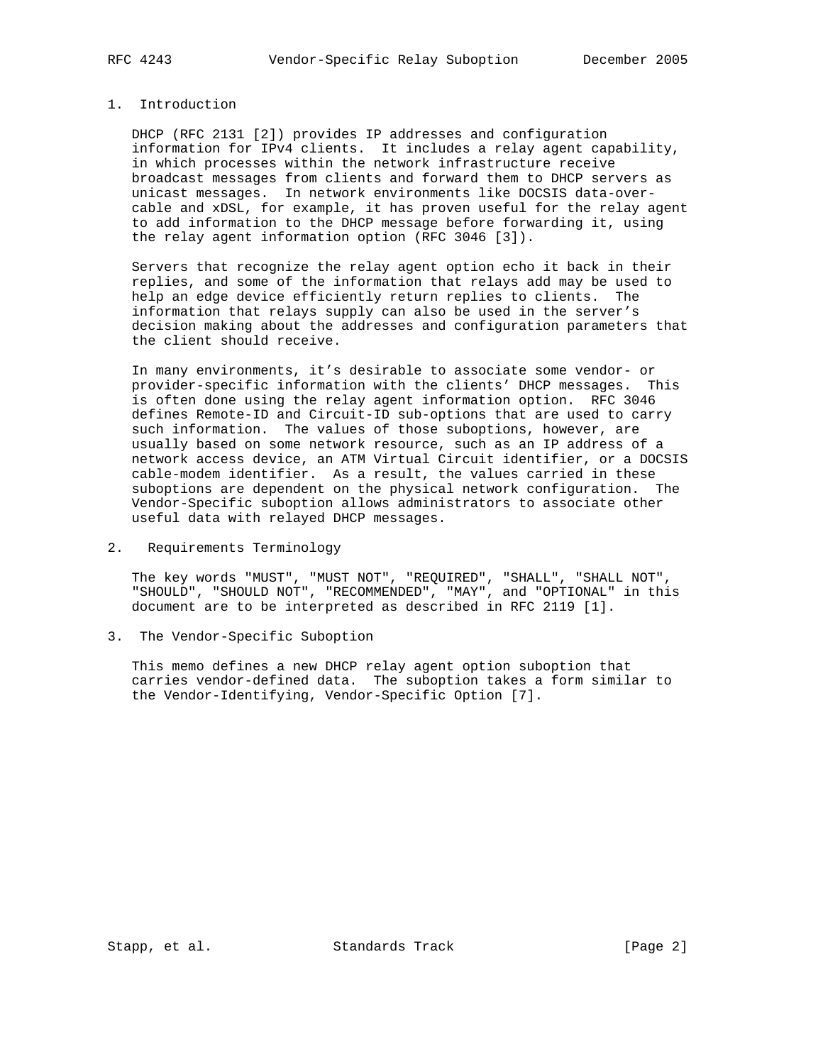## 1. Introduction

DHCP (RFC 2131 [2]) provides IP addresses and configuration information for IPv4 clients. It includes a relay agent capability, in which processes within the network infrastructure receive broadcast messages from clients and forward them to DHCP servers as unicast messages. In network environments like DOCSIS data-over-cable and xDSL, for example, it has proven useful for the relay agent to add information to the DHCP message before forwarding it, using the relay agent information option (RFC 3046 [3]).

Servers that recognize the relay agent option echo it back in their replies, and some of the information that relays add may be used to help an edge device efficiently return replies to clients. The information that relays supply can also be used in the server's decision making about the addresses and configuration parameters that the client should receive.

In many environments, it's desirable to associate some vendor- or provider-specific information with the clients' DHCP messages. This is often done using the relay agent information option. RFC 3046 defines Remote-ID and Circuit-ID sub-options that are used to carry such information. The values of those suboptions, however, are usually based on some network resource, such as an IP address of a network access device, an ATM Virtual Circuit identifier, or a DOCSIS cable-modem identifier. As a result, the values carried in these suboptions are dependent on the physical network configuration. The Vendor-Specific suboption allows administrators to associate other useful data with relayed DHCP messages.

## 2. Requirements Terminology

The key words "MUST", "MUST NOT", "REQUIRED", "SHALL", "SHALL NOT", "SHOULD", "SHOULD NOT", "RECOMMENDED", "MAY", and "OPTIONAL" in this document are to be interpreted as described in RFC 2119 [1].

## 3. The Vendor-Specific Suboption

This memo defines a new DHCP relay agent option suboption that carries vendor-defined data. The suboption takes a form similar to the Vendor-Identifying, Vendor-Specific Option [7].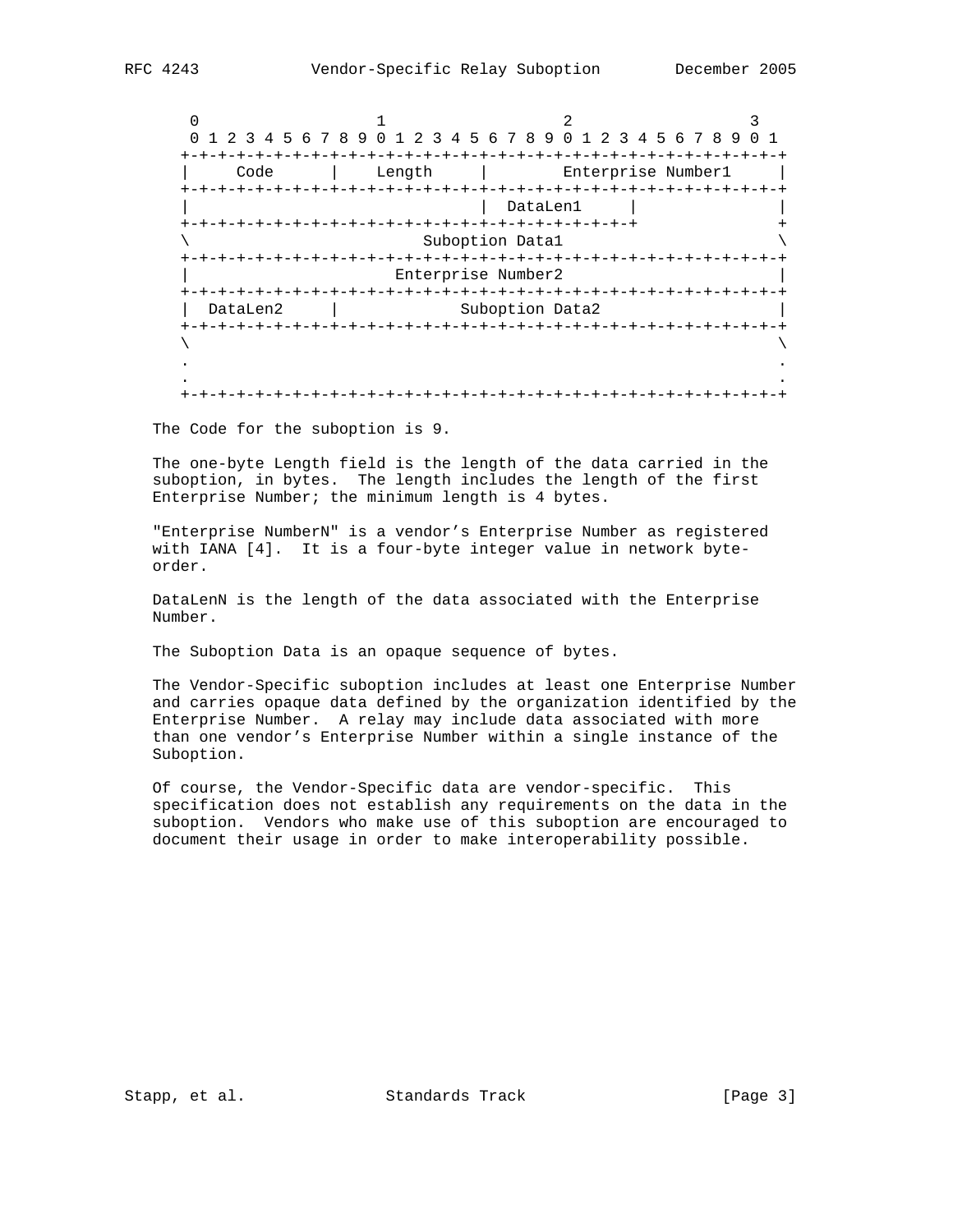```
    0                   1                   2                   3
    0 1 2 3 4 5 6 7 8 9 0 1 2 3 4 5 6 7 8 9 0 1 2 3 4 5 6 7 8 9 0 1
   +-+-+-+-+-+-+-+-+-+-+-+-+-+-+-+-+-+-+-+-+-+-+-+-+-+-+-+-+-+-+-+-+
   |     Code      |    Length     |        Enterprise Number1     |
   +-+-+-+-+-+-+-+-+-+-+-+-+-+-+-+-+-+-+-+-+-+-+-+-+-+-+-+-+-+-+-+-+
   |                               |  DataLen1     |               |
   +-+-+-+-+-+-+-+-+-+-+-+-+-+-+-+-+-+-+-+-+-+-+-+-+               +
   \                          Suboption Data1                      \
   +-+-+-+-+-+-+-+-+-+-+-+-+-+-+-+-+-+-+-+-+-+-+-+-+-+-+-+-+-+-+-+-+
   |                       Enterprise Number2                      |
   +-+-+-+-+-+-+-+-+-+-+-+-+-+-+-+-+-+-+-+-+-+-+-+-+-+-+-+-+-+-+-+-+
   |  DataLen2     |              Suboption Data2                  |
   +-+-+-+-+-+-+-+-+-+-+-+-+-+-+-+-+-+-+-+-+-+-+-+-+-+-+-+-+-+-+-+-+
   \                                                               \
   .                                                               .
   .                                                               .
   +-+-+-+-+-+-+-+-+-+-+-+-+-+-+-+-+-+-+-+-+-+-+-+-+-+-+-+-+-+-+-+-+
```

The Code for the suboption is 9.

The one-byte Length field is the length of the data carried in the suboption, in bytes. The length includes the length of the first Enterprise Number; the minimum length is 4 bytes.

"Enterprise NumberN" is a vendor's Enterprise Number as registered with IANA [4]. It is a four-byte integer value in network byte-order.

DataLenN is the length of the data associated with the Enterprise Number.

The Suboption Data is an opaque sequence of bytes.

The Vendor-Specific suboption includes at least one Enterprise Number and carries opaque data defined by the organization identified by the Enterprise Number. A relay may include data associated with more than one vendor's Enterprise Number within a single instance of the Suboption.

Of course, the Vendor-Specific data are vendor-specific. This specification does not establish any requirements on the data in the suboption. Vendors who make use of this suboption are encouraged to document their usage in order to make interoperability possible.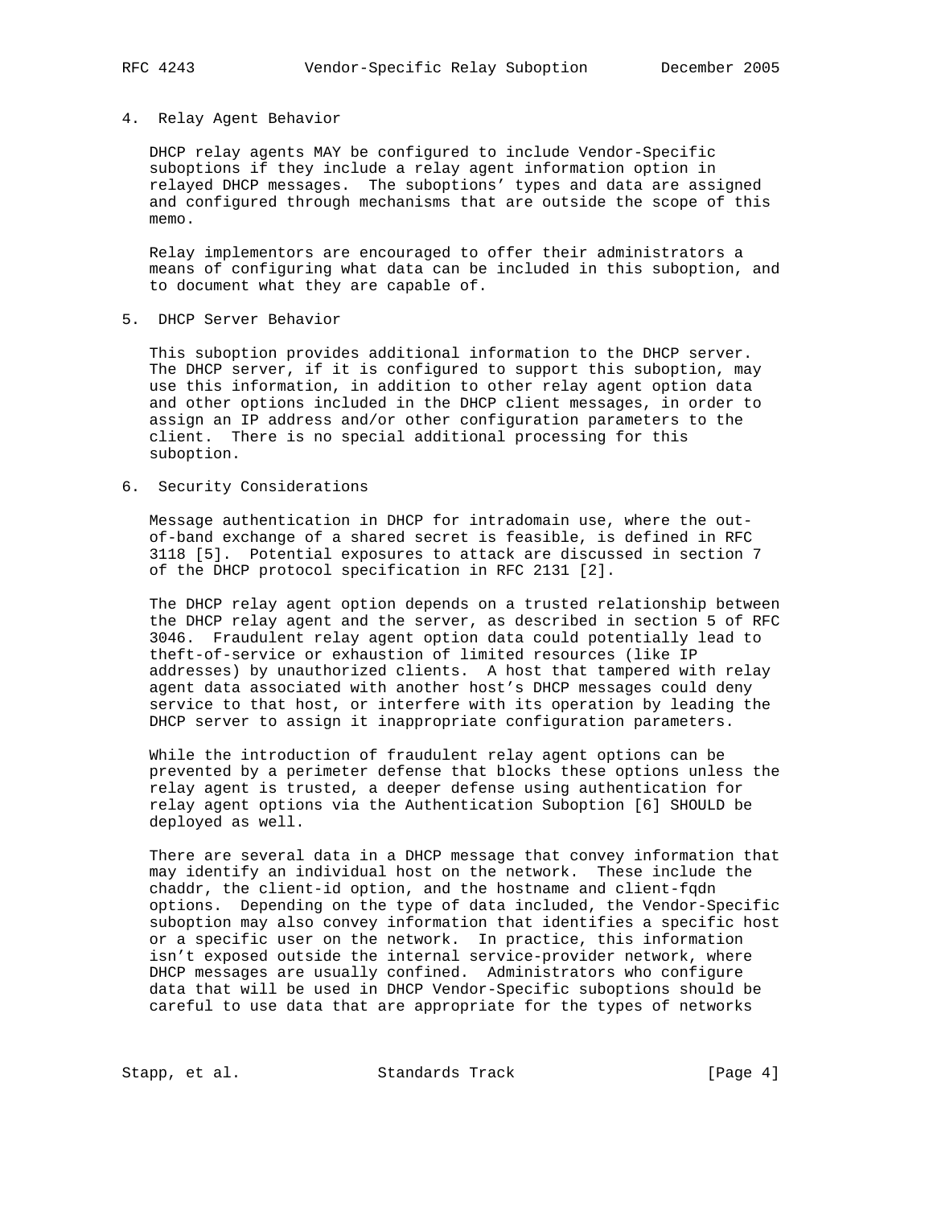## 4. Relay Agent Behavior

DHCP relay agents MAY be configured to include Vendor-Specific suboptions if they include a relay agent information option in relayed DHCP messages. The suboptions' types and data are assigned and configured through mechanisms that are outside the scope of this memo.

Relay implementors are encouraged to offer their administrators a means of configuring what data can be included in this suboption, and to document what they are capable of.

## 5. DHCP Server Behavior

This suboption provides additional information to the DHCP server. The DHCP server, if it is configured to support this suboption, may use this information, in addition to other relay agent option data and other options included in the DHCP client messages, in order to assign an IP address and/or other configuration parameters to the client. There is no special additional processing for this suboption.

## 6. Security Considerations

Message authentication in DHCP for intradomain use, where the out-of-band exchange of a shared secret is feasible, is defined in RFC 3118 [5]. Potential exposures to attack are discussed in section 7 of the DHCP protocol specification in RFC 2131 [2].

The DHCP relay agent option depends on a trusted relationship between the DHCP relay agent and the server, as described in section 5 of RFC 3046. Fraudulent relay agent option data could potentially lead to theft-of-service or exhaustion of limited resources (like IP addresses) by unauthorized clients. A host that tampered with relay agent data associated with another host's DHCP messages could deny service to that host, or interfere with its operation by leading the DHCP server to assign it inappropriate configuration parameters.

While the introduction of fraudulent relay agent options can be prevented by a perimeter defense that blocks these options unless the relay agent is trusted, a deeper defense using authentication for relay agent options via the Authentication Suboption [6] SHOULD be deployed as well.

There are several data in a DHCP message that convey information that may identify an individual host on the network. These include the chaddr, the client-id option, and the hostname and client-fqdn options. Depending on the type of data included, the Vendor-Specific suboption may also convey information that identifies a specific host or a specific user on the network. In practice, this information isn't exposed outside the internal service-provider network, where DHCP messages are usually confined. Administrators who configure data that will be used in DHCP Vendor-Specific suboptions should be careful to use data that are appropriate for the types of networks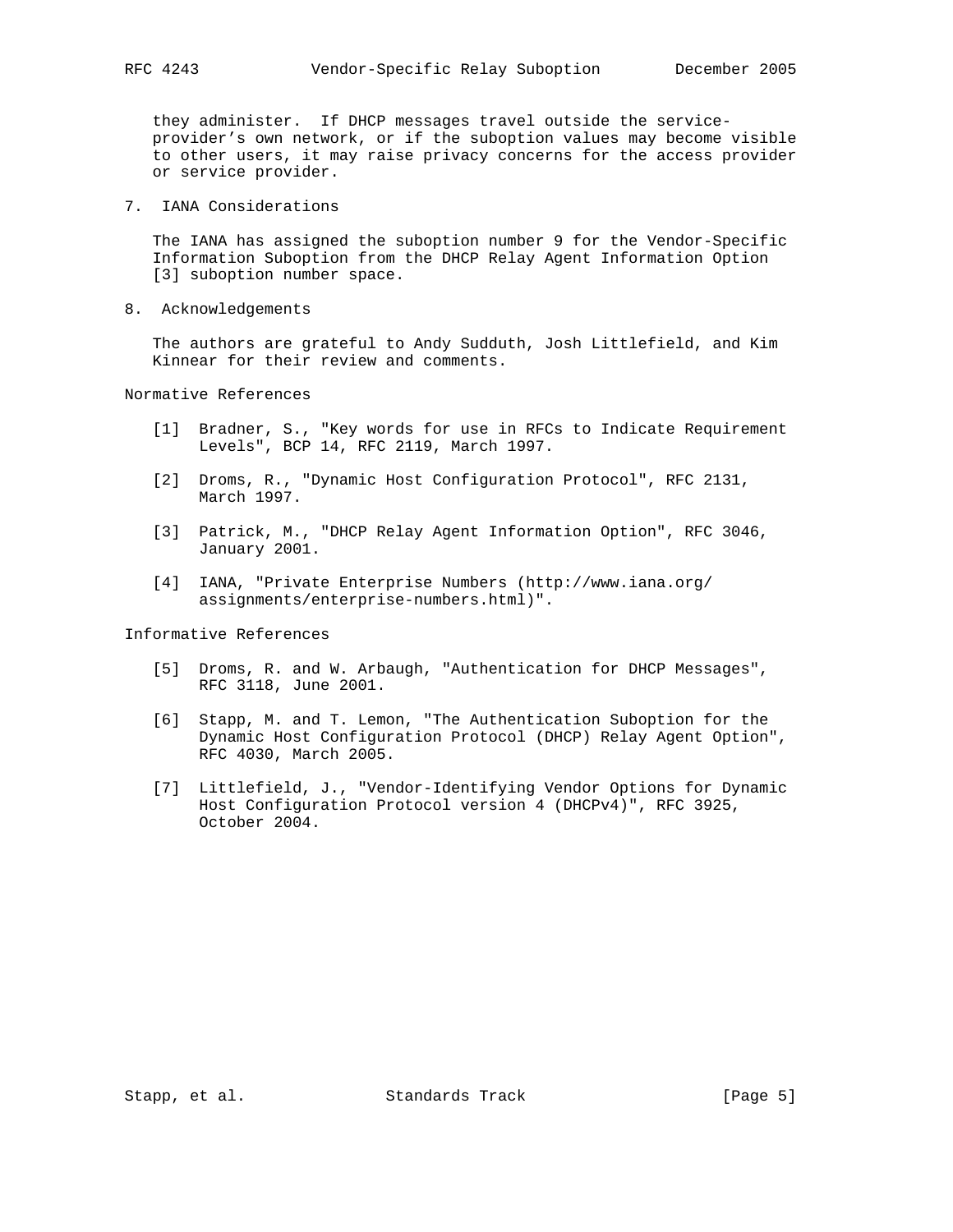they administer. If DHCP messages travel outside the service-provider's own network, or if the suboption values may become visible to other users, it may raise privacy concerns for the access provider or service provider.

## 7. IANA Considerations

The IANA has assigned the suboption number 9 for the Vendor-Specific Information Suboption from the DHCP Relay Agent Information Option [3] suboption number space.

## 8. Acknowledgements

The authors are grateful to Andy Sudduth, Josh Littlefield, and Kim Kinnear for their review and comments.

## Normative References

[1] Bradner, S., "Key words for use in RFCs to Indicate Requirement Levels", BCP 14, RFC 2119, March 1997.

[2] Droms, R., "Dynamic Host Configuration Protocol", RFC 2131, March 1997.

[3] Patrick, M., "DHCP Relay Agent Information Option", RFC 3046, January 2001.

[4] IANA, "Private Enterprise Numbers (http://www.iana.org/assignments/enterprise-numbers.html)".

## Informative References

[5] Droms, R. and W. Arbaugh, "Authentication for DHCP Messages", RFC 3118, June 2001.

[6] Stapp, M. and T. Lemon, "The Authentication Suboption for the Dynamic Host Configuration Protocol (DHCP) Relay Agent Option", RFC 4030, March 2005.

[7] Littlefield, J., "Vendor-Identifying Vendor Options for Dynamic Host Configuration Protocol version 4 (DHCPv4)", RFC 3925, October 2004.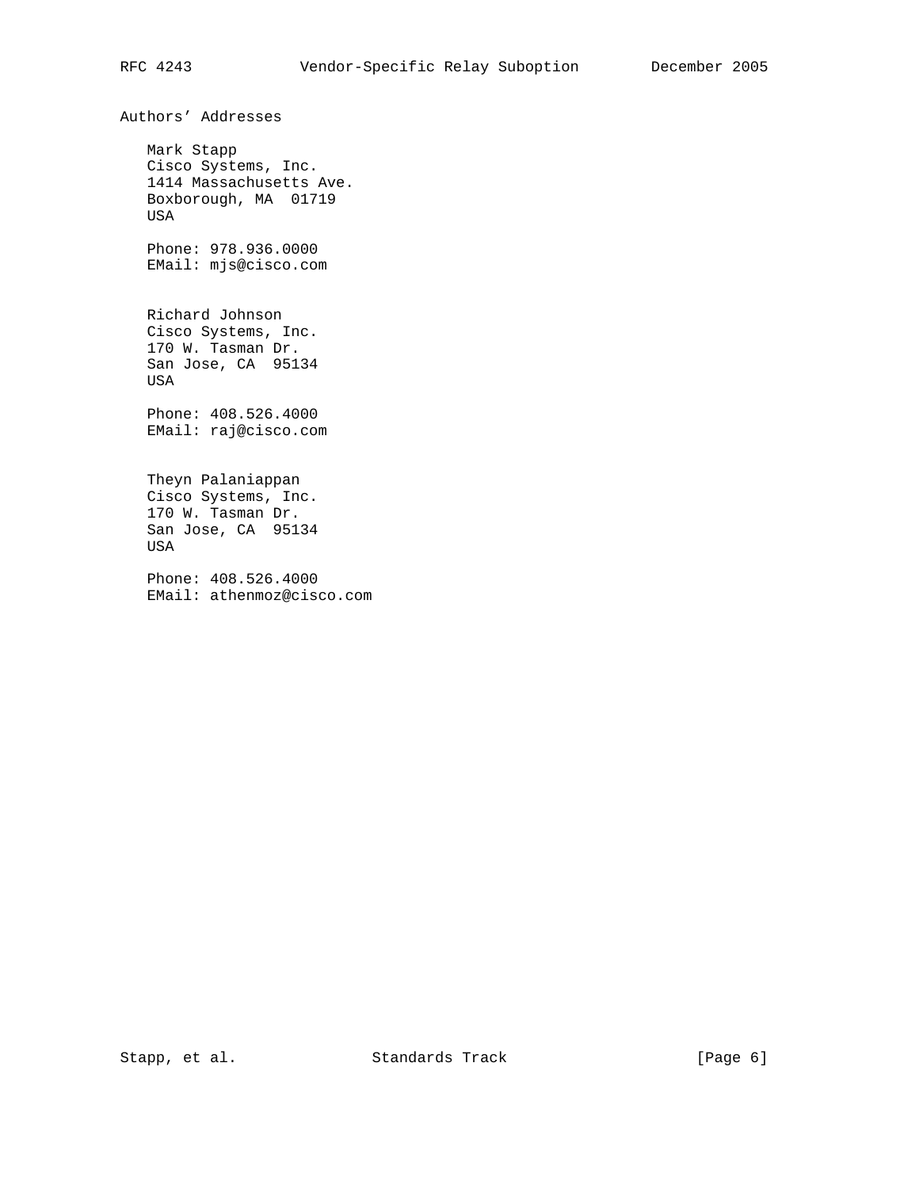## Authors' Addresses

Mark Stapp
Cisco Systems, Inc.
1414 Massachusetts Ave.
Boxborough, MA 01719
USA

Phone: 978.936.0000
EMail: mjs@cisco.com

Richard Johnson
Cisco Systems, Inc.
170 W. Tasman Dr.
San Jose, CA 95134
USA

Phone: 408.526.4000
EMail: raj@cisco.com

Theyn Palaniappan
Cisco Systems, Inc.
170 W. Tasman Dr.
San Jose, CA 95134
USA

Phone: 408.526.4000
EMail: athenmoz@cisco.com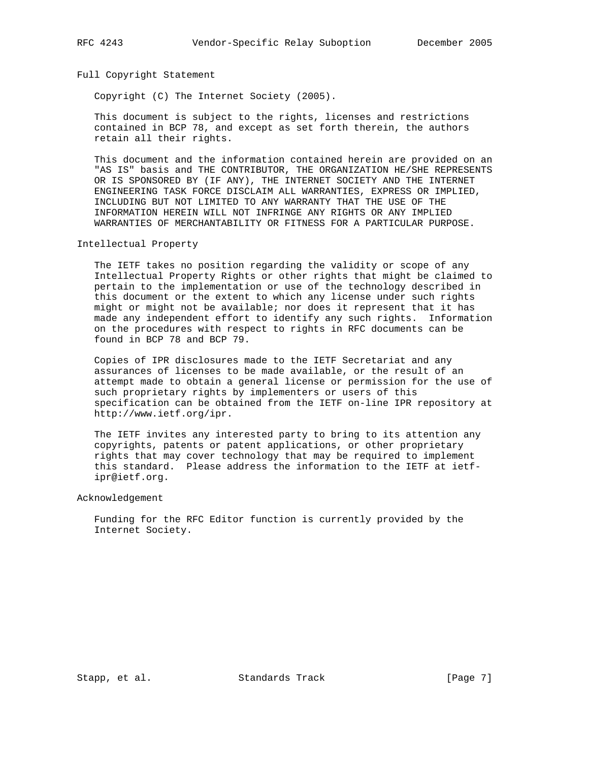## Full Copyright Statement

Copyright (C) The Internet Society (2005).

This document is subject to the rights, licenses and restrictions contained in BCP 78, and except as set forth therein, the authors retain all their rights.

This document and the information contained herein are provided on an "AS IS" basis and THE CONTRIBUTOR, THE ORGANIZATION HE/SHE REPRESENTS OR IS SPONSORED BY (IF ANY), THE INTERNET SOCIETY AND THE INTERNET ENGINEERING TASK FORCE DISCLAIM ALL WARRANTIES, EXPRESS OR IMPLIED, INCLUDING BUT NOT LIMITED TO ANY WARRANTY THAT THE USE OF THE INFORMATION HEREIN WILL NOT INFRINGE ANY RIGHTS OR ANY IMPLIED WARRANTIES OF MERCHANTABILITY OR FITNESS FOR A PARTICULAR PURPOSE.

## Intellectual Property

The IETF takes no position regarding the validity or scope of any Intellectual Property Rights or other rights that might be claimed to pertain to the implementation or use of the technology described in this document or the extent to which any license under such rights might or might not be available; nor does it represent that it has made any independent effort to identify any such rights. Information on the procedures with respect to rights in RFC documents can be found in BCP 78 and BCP 79.

Copies of IPR disclosures made to the IETF Secretariat and any assurances of licenses to be made available, or the result of an attempt made to obtain a general license or permission for the use of such proprietary rights by implementers or users of this specification can be obtained from the IETF on-line IPR repository at http://www.ietf.org/ipr.

The IETF invites any interested party to bring to its attention any copyrights, patents or patent applications, or other proprietary rights that may cover technology that may be required to implement this standard. Please address the information to the IETF at ietf-ipr@ietf.org.

## Acknowledgement

Funding for the RFC Editor function is currently provided by the Internet Society.